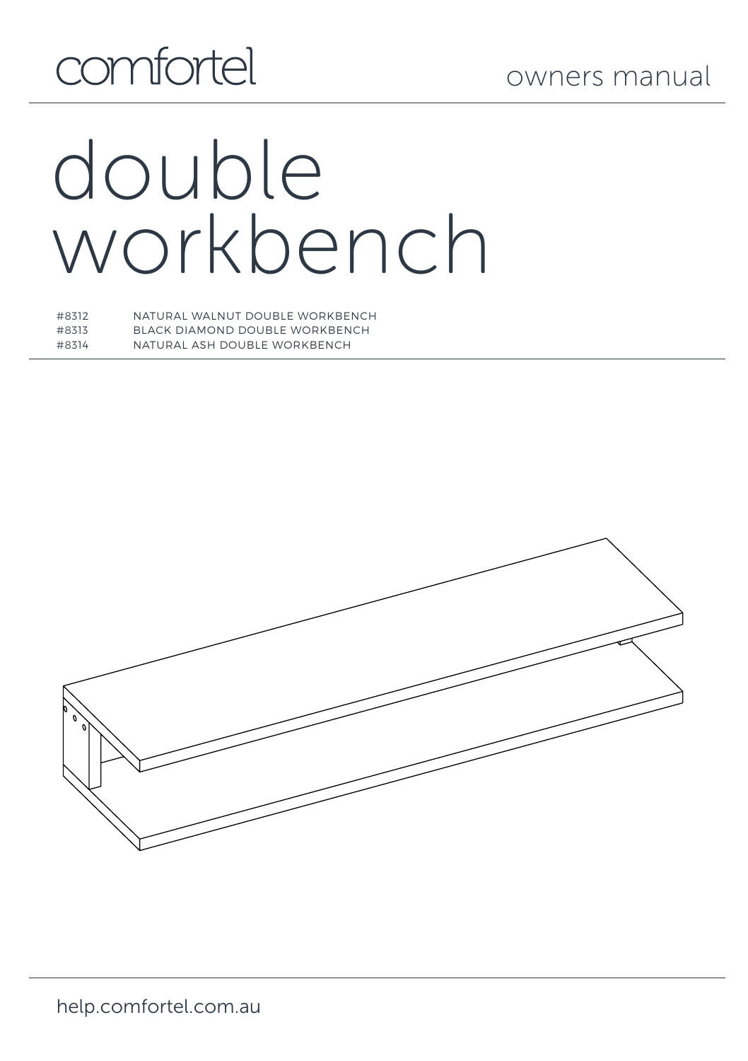comfortel

owners manual

# double workbench

| | |
|---|---|
| #8312 | NATURAL WALNUT DOUBLE WORKBENCH |
| #8313 | BLACK DIAMOND DOUBLE WORKBENCH |
| #8314 | NATURAL ASH DOUBLE WORKBENCH |

help.comfortel.com.au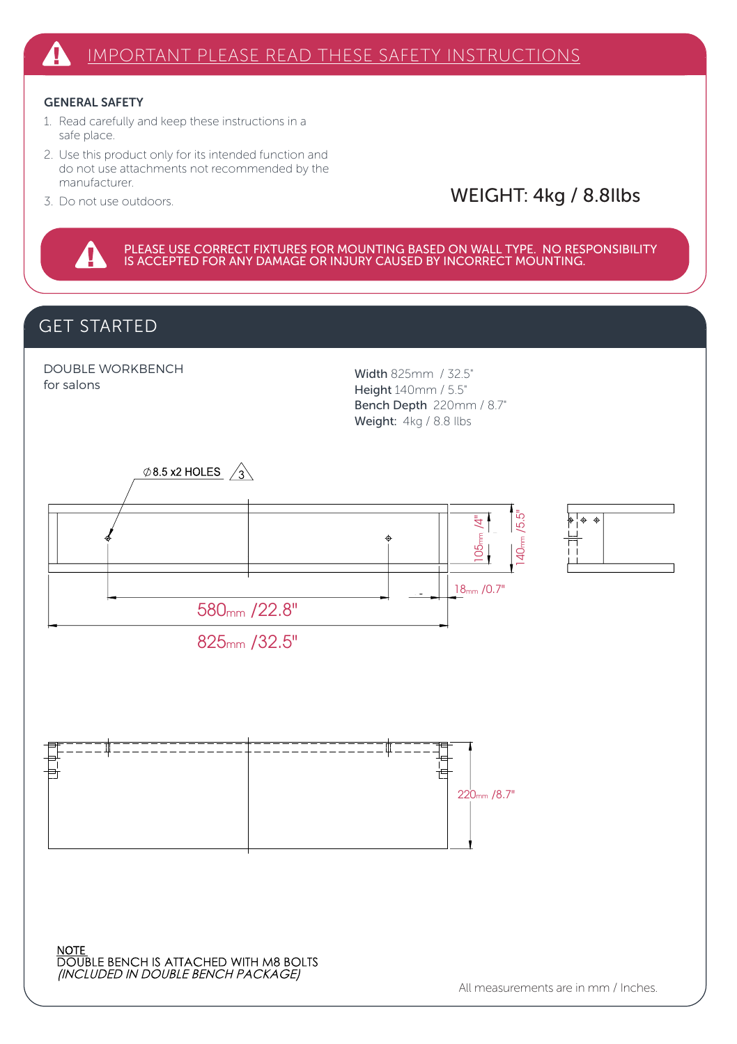## IMPORTANT PLEASE READ THESE SAFETY INSTRUCTIONS

### GENERAL SAFETY

1. Read carefully and keep these instructions in a safe place.
2. Use this product only for its intended function and do not use attachments not recommended by the manufacturer.
3. Do not use outdoors.

WEIGHT: 4kg / 8.8llbs

PLEASE USE CORRECT FIXTURES FOR MOUNTING BASED ON WALL TYPE. NO RESPONSIBILITY IS ACCEPTED FOR ANY DAMAGE OR INJURY CAUSED BY INCORRECT MOUNTING.

## GET STARTED

DOUBLE WORKBENCH
for salons

**Width** 825mm / 32.5"
**Height** 140mm / 5.5"
**Bench Depth** 220mm / 8.7"
**Weight:** 4kg / 8.8 llbs

∅8.5 x2 HOLES 3

105mm /4"

140mm /5.5"

18mm /0.7"

580mm /22.8"

825mm /32.5"

220mm /8.7"

NOTE
DOUBLE BENCH IS ATTACHED WITH M8 BOLTS
*(INCLUDED IN DOUBLE BENCH PACKAGE)*

All measurements are in mm / Inches.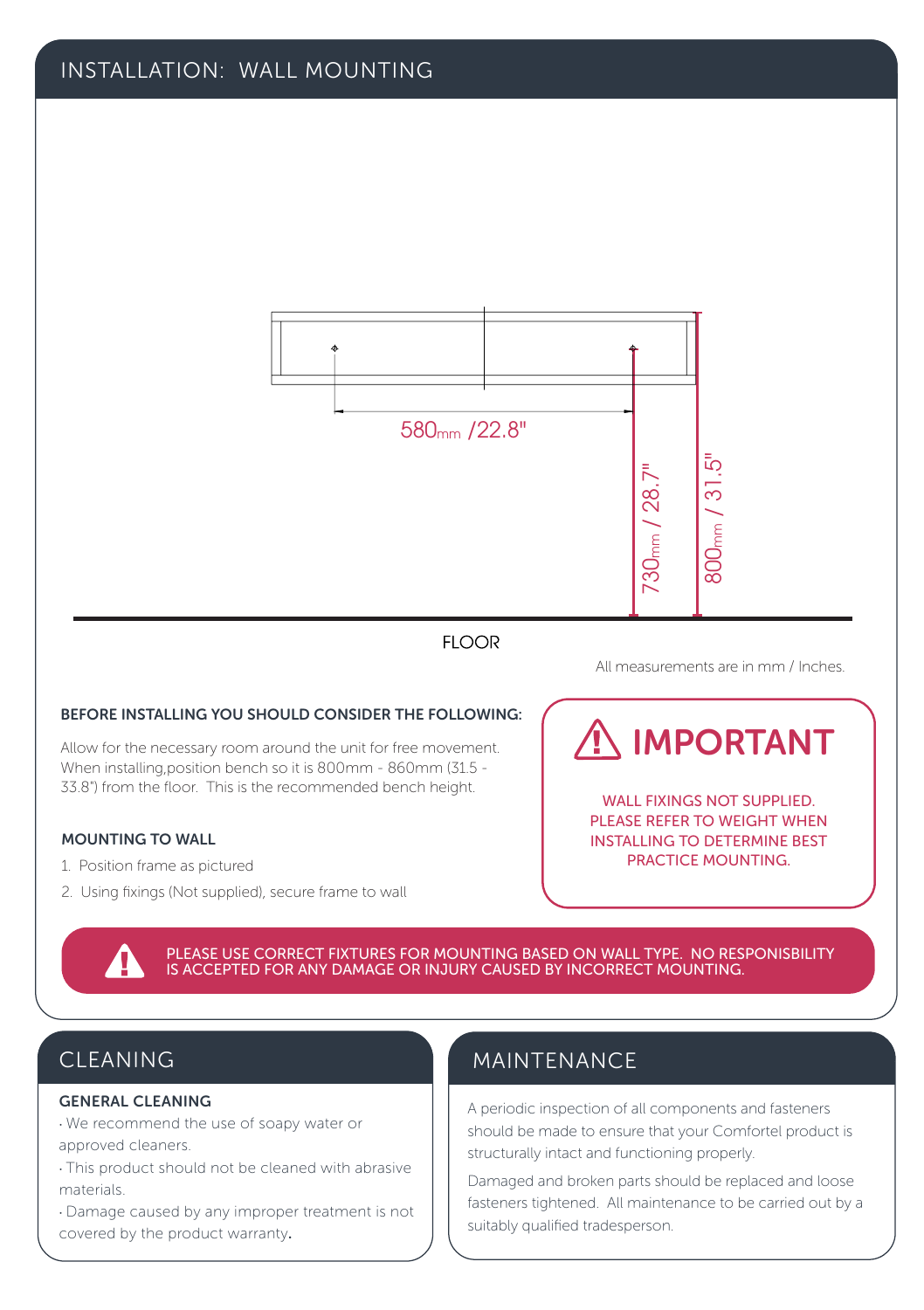# INSTALLATION: WALL MOUNTING

580mm /22.8"

730mm / 28.7"

800mm / 31.5"

FLOOR

All measurements are in mm / Inches.

**BEFORE INSTALLING YOU SHOULD CONSIDER THE FOLLOWING:**

Allow for the necessary room around the unit for free movement. When installing,position bench so it is 800mm - 860mm (31.5 - 33.8") from the floor. This is the recommended bench height.

**MOUNTING TO WALL**

1. Position frame as pictured
2. Using fixings (Not supplied), secure frame to wall

## IMPORTANT

WALL FIXINGS NOT SUPPLIED. PLEASE REFER TO WEIGHT WHEN INSTALLING TO DETERMINE BEST PRACTICE MOUNTING.

PLEASE USE CORRECT FIXTURES FOR MOUNTING BASED ON WALL TYPE. NO RESPONISBILITY IS ACCEPTED FOR ANY DAMAGE OR INJURY CAUSED BY INCORRECT MOUNTING.

# CLEANING

**GENERAL CLEANING**

- We recommend the use of soapy water or approved cleaners.
- This product should not be cleaned with abrasive materials.
- Damage caused by any improper treatment is not covered by the product warranty.

# MAINTENANCE

A periodic inspection of all components and fasteners should be made to ensure that your Comfortel product is structurally intact and functioning properly.

Damaged and broken parts should be replaced and loose fasteners tightened. All maintenance to be carried out by a suitably qualified tradesperson.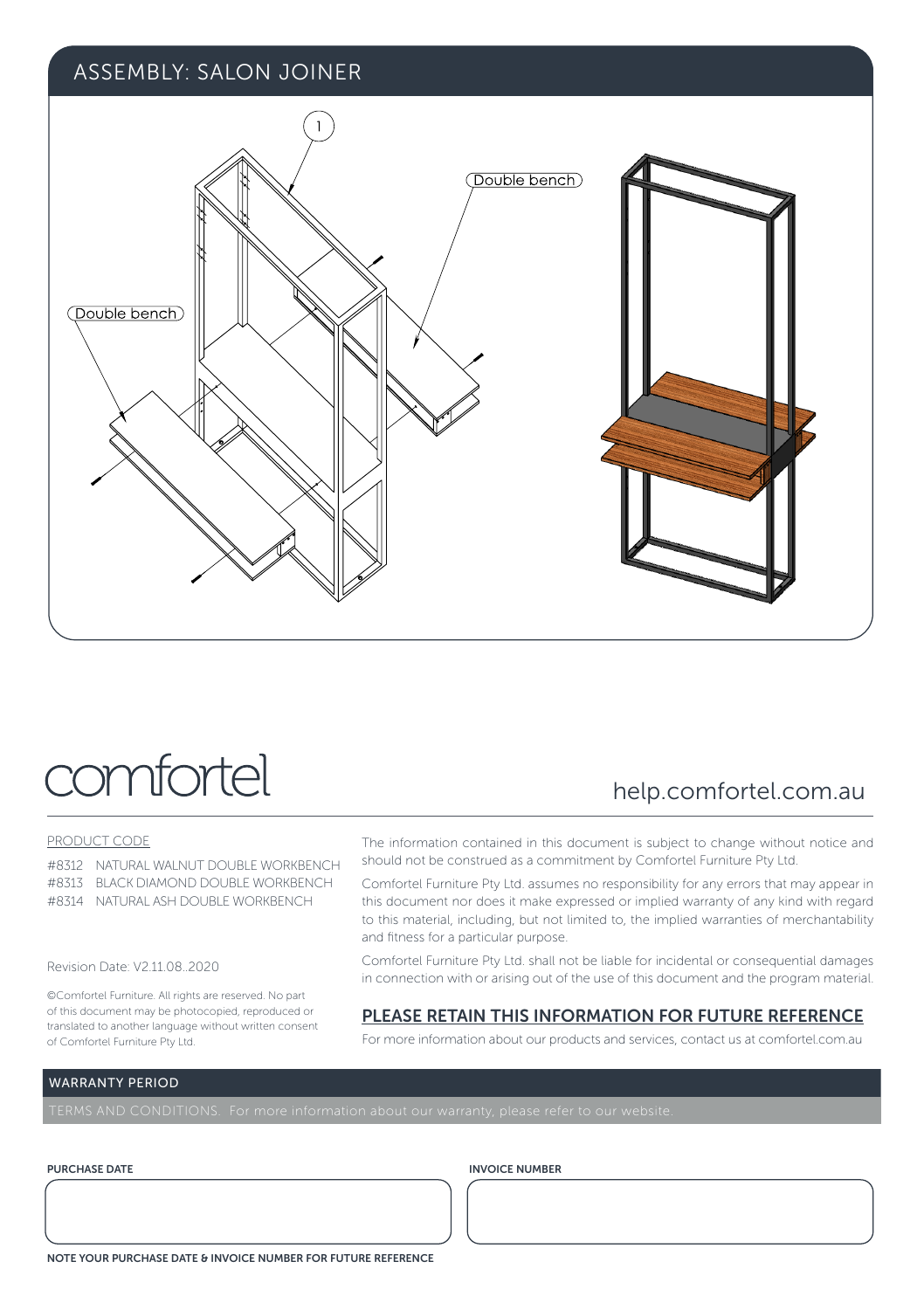# ASSEMBLY: SALON JOINER

1

Double bench

Double bench

comfortel

help.comfortel.com.au

PRODUCT CODE

#8312 NATURAL WALNUT DOUBLE WORKBENCH
#8313 BLACK DIAMOND DOUBLE WORKBENCH
#8314 NATURAL ASH DOUBLE WORKBENCH

Revision Date: V2.11.08..2020

©Comfortel Furniture. All rights are reserved. No part of this document may be photocopied, reproduced or translated to another language without written consent of Comfortel Furniture Pty Ltd.

The information contained in this document is subject to change without notice and should not be construed as a commitment by Comfortel Furniture Pty Ltd.

Comfortel Furniture Pty Ltd. assumes no responsibility for any errors that may appear in this document nor does it make expressed or implied warranty of any kind with regard to this material, including, but not limited to, the implied warranties of merchantability and fitness for a particular purpose.

Comfortel Furniture Pty Ltd. shall not be liable for incidental or consequential damages in connection with or arising out of the use of this document and the program material.

## PLEASE RETAIN THIS INFORMATION FOR FUTURE REFERENCE

For more information about our products and services, contact us at comfortel.com.au

## WARRANTY PERIOD

TERMS AND CONDITIONS. For more information about our warranty, please refer to our website.

**PURCHASE DATE**

**INVOICE NUMBER**

**NOTE YOUR PURCHASE DATE & INVOICE NUMBER FOR FUTURE REFERENCE**